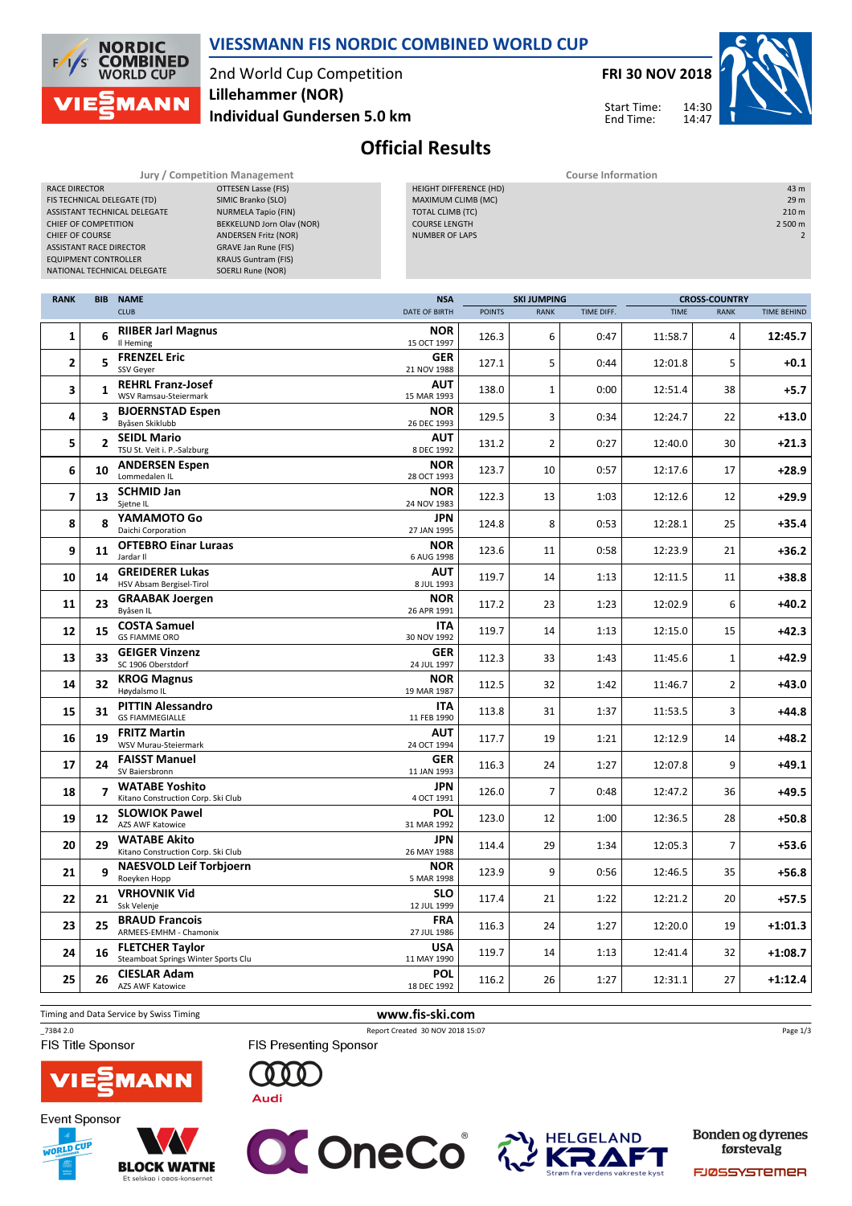# VIESSMANN FIS NORDIC COMBINED WORLD CUP

2nd World Cup Competition
**Lillehammer (NOR)**
**Individual Gundersen 5.0 km**

**FRI 30 NOV 2018**

Start Time: 14:30
End Time: 14:47

## Official Results

| Jury / Competition Management | |
|---|---|
| RACE DIRECTOR | OTTESEN Lasse (FIS) |
| FIS TECHNICAL DELEGATE (TD) | SIMIC Branko (SLO) |
| ASSISTANT TECHNICAL DELEGATE | NURMELA Tapio (FIN) |
| CHIEF OF COMPETITION | BEKKELUND Jorn Olav (NOR) |
| CHIEF OF COURSE | ANDERSEN Fritz (NOR) |
| ASSISTANT RACE DIRECTOR | GRAVE Jan Rune (FIS) |
| EQUIPMENT CONTROLLER | KRAUS Guntram (FIS) |
| NATIONAL TECHNICAL DELEGATE | SOERLI Rune (NOR) |

| Course Information | |
|---|---|
| HEIGHT DIFFERENCE (HD) | 43 m |
| MAXIMUM CLIMB (MC) | 29 m |
| TOTAL CLIMB (TC) | 210 m |
| COURSE LENGTH | 2 500 m |
| NUMBER OF LAPS | 2 |

| RANK | BIB | NAME / CLUB | NSA / DATE OF BIRTH | SKI JUMPING POINTS | SKI JUMPING RANK | SKI JUMPING TIME DIFF. | CROSS-COUNTRY TIME | CROSS-COUNTRY RANK | TIME BEHIND |
|---|---|---|---|---|---|---|---|---|---|
| 1 | 6 | **RIIBER Jarl Magnus** Il Heming | NOR 15 OCT 1997 | 126.3 | 6 | 0:47 | 11:58.7 | 4 | **12:45.7** |
| 2 | 5 | **FRENZEL Eric** SSV Geyer | GER 21 NOV 1988 | 127.1 | 5 | 0:44 | 12:01.8 | 5 | **+0.1** |
| 3 | 1 | **REHRL Franz-Josef** WSV Ramsau-Steiermark | AUT 15 MAR 1993 | 138.0 | 1 | 0:00 | 12:51.4 | 38 | **+5.7** |
| 4 | 3 | **BJOERNSTAD Espen** Byåsen Skiklubb | NOR 26 DEC 1993 | 129.5 | 3 | 0:34 | 12:24.7 | 22 | **+13.0** |
| 5 | 2 | **SEIDL Mario** TSU St. Veit i. P.-Salzburg | AUT 8 DEC 1992 | 131.2 | 2 | 0:27 | 12:40.0 | 30 | **+21.3** |
| 6 | 10 | **ANDERSEN Espen** Lommedalen IL | NOR 28 OCT 1993 | 123.7 | 10 | 0:57 | 12:17.6 | 17 | **+28.9** |
| 7 | 13 | **SCHMID Jan** Sjetne IL | NOR 24 NOV 1983 | 122.3 | 13 | 1:03 | 12:12.6 | 12 | **+29.9** |
| 8 | 8 | **YAMAMOTO Go** Daichi Corporation | JPN 27 JAN 1995 | 124.8 | 8 | 0:53 | 12:28.1 | 25 | **+35.4** |
| 9 | 11 | **OFTEBRO Einar Luraas** Jardar Il | NOR 6 AUG 1998 | 123.6 | 11 | 0:58 | 12:23.9 | 21 | **+36.2** |
| 10 | 14 | **GREIDERER Lukas** HSV Absam Bergisel-Tirol | AUT 8 JUL 1993 | 119.7 | 14 | 1:13 | 12:11.5 | 11 | **+38.8** |
| 11 | 23 | **GRAABAK Joergen** Byåsen IL | NOR 26 APR 1991 | 117.2 | 23 | 1:23 | 12:02.9 | 6 | **+40.2** |
| 12 | 15 | **COSTA Samuel** GS FIAMME ORO | ITA 30 NOV 1992 | 119.7 | 14 | 1:13 | 12:15.0 | 15 | **+42.3** |
| 13 | 33 | **GEIGER Vinzenz** SC 1906 Oberstdorf | GER 24 JUL 1997 | 112.3 | 33 | 1:43 | 11:45.6 | 1 | **+42.9** |
| 14 | 32 | **KROG Magnus** Høydalsmo IL | NOR 19 MAR 1987 | 112.5 | 32 | 1:42 | 11:46.7 | 2 | **+43.0** |
| 15 | 31 | **PITTIN Alessandro** GS FIAMMEGIALLE | ITA 11 FEB 1990 | 113.8 | 31 | 1:37 | 11:53.5 | 3 | **+44.8** |
| 16 | 19 | **FRITZ Martin** WSV Murau-Steiermark | AUT 24 OCT 1994 | 117.7 | 19 | 1:21 | 12:12.9 | 14 | **+48.2** |
| 17 | 24 | **FAISST Manuel** SV Baiersbronn | GER 11 JAN 1993 | 116.3 | 24 | 1:27 | 12:07.8 | 9 | **+49.1** |
| 18 | 7 | **WATABE Yoshito** Kitano Construction Corp. Ski Club | JPN 4 OCT 1991 | 126.0 | 7 | 0:48 | 12:47.2 | 36 | **+49.5** |
| 19 | 12 | **SLOWIOK Pawel** AZS AWF Katowice | POL 31 MAR 1992 | 123.0 | 12 | 1:00 | 12:36.5 | 28 | **+50.8** |
| 20 | 29 | **WATABE Akito** Kitano Construction Corp. Ski Club | JPN 26 MAY 1988 | 114.4 | 29 | 1:34 | 12:05.3 | 7 | **+53.6** |
| 21 | 9 | **NAESVOLD Leif Torbjoern** Roeyken Hopp | NOR 5 MAR 1998 | 123.9 | 9 | 0:56 | 12:46.5 | 35 | **+56.8** |
| 22 | 21 | **VRHOVNIK Vid** Ssk Velenje | SLO 12 JUL 1999 | 117.4 | 21 | 1:22 | 12:21.2 | 20 | **+57.5** |
| 23 | 25 | **BRAUD Francois** ARMEES-EMHM - Chamonix | FRA 27 JUL 1986 | 116.3 | 24 | 1:27 | 12:20.0 | 19 | **+1:01.3** |
| 24 | 16 | **FLETCHER Taylor** Steamboat Springs Winter Sports Clu | USA 11 MAY 1990 | 119.7 | 14 | 1:13 | 12:41.4 | 32 | **+1:08.7** |
| 25 | 26 | **CIESLAR Adam** AZS AWF Katowice | POL 18 DEC 1992 | 116.2 | 26 | 1:27 | 12:31.1 | 27 | **+1:12.4** |

Timing and Data Service by Swiss Timing

www.fis-ski.com

_73B4 2.0 Report Created 30 NOV 2018 15:07

FIS Title Sponsor: VIESSMANN
FIS Presenting Sponsor: Audi
Event Sponsor: BLOCK WATNE, OneCo, HELGELAND KRAFT, Bonden og dyrenes førstevalg FJØSSYSTEMER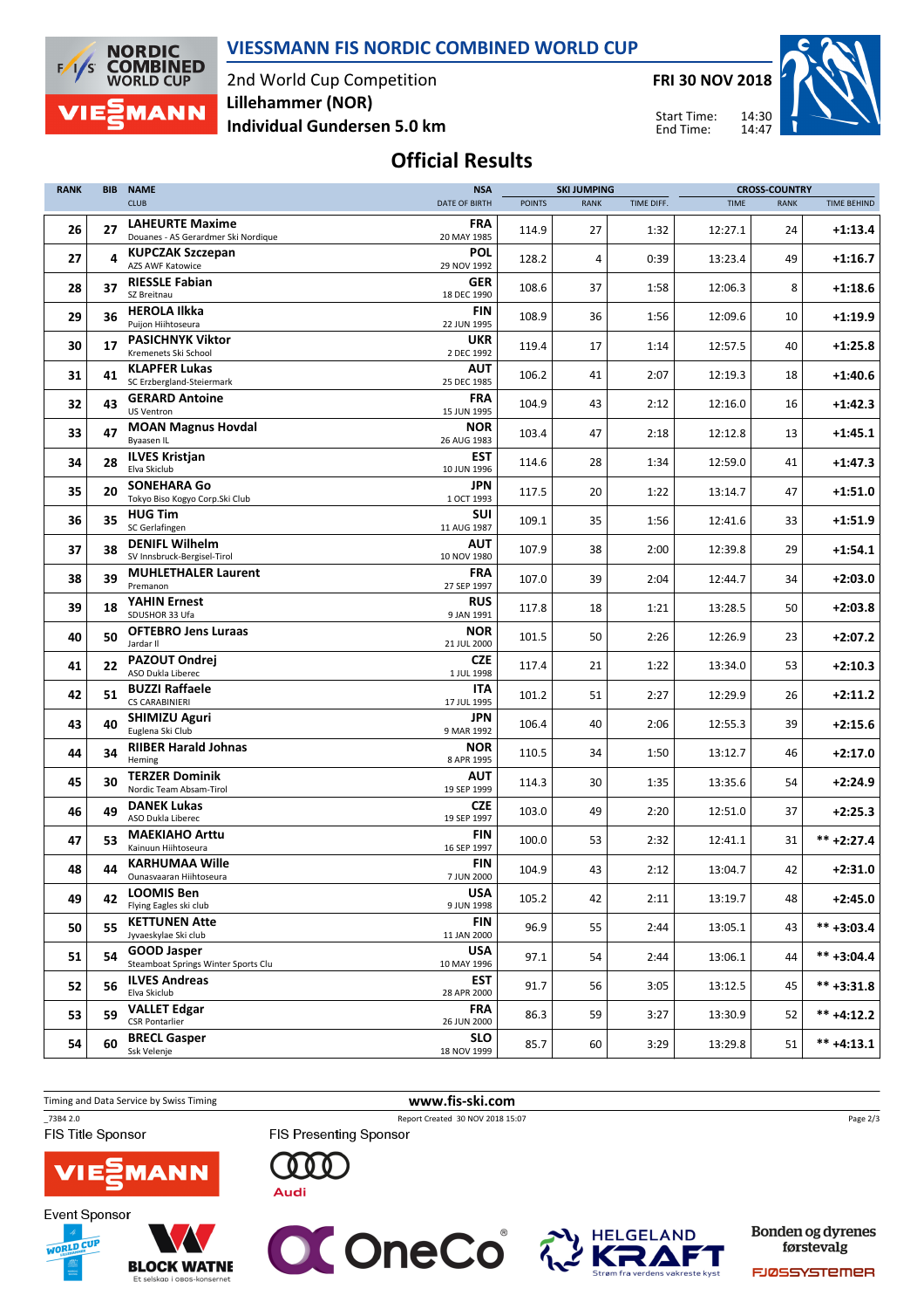# VIESSMANN FIS NORDIC COMBINED WORLD CUP

2nd World Cup Competition
**Lillehammer (NOR)**
**Individual Gundersen 5.0 km**

**FRI 30 NOV 2018**

Start Time: 14:30
End Time: 14:47

## Official Results

| RANK | BIB | NAME / CLUB | NSA / DATE OF BIRTH | SKI JUMPING POINTS | SKI JUMPING RANK | SKI JUMPING TIME DIFF. | CROSS-COUNTRY TIME | CROSS-COUNTRY RANK | CROSS-COUNTRY TIME BEHIND |
|---|---|---|---|---|---|---|---|---|---|
| 26 | 27 | **LAHEURTE Maxime** Douanes - AS Gerardmer Ski Nordique | **FRA** 20 MAY 1985 | 114.9 | 27 | 1:32 | 12:27.1 | 24 | **+1:13.4** |
| 27 | 4 | **KUPCZAK Szczepan** AZS AWF Katowice | **POL** 29 NOV 1992 | 128.2 | 4 | 0:39 | 13:23.4 | 49 | **+1:16.7** |
| 28 | 37 | **RIESSLE Fabian** SZ Breitnau | **GER** 18 DEC 1990 | 108.6 | 37 | 1:58 | 12:06.3 | 8 | **+1:18.6** |
| 29 | 36 | **HEROLA Ilkka** Puijon Hiihtoseura | **FIN** 22 JUN 1995 | 108.9 | 36 | 1:56 | 12:09.6 | 10 | **+1:19.9** |
| 30 | 17 | **PASICHNYK Viktor** Kremenets Ski School | **UKR** 2 DEC 1992 | 119.4 | 17 | 1:14 | 12:57.5 | 40 | **+1:25.8** |
| 31 | 41 | **KLAPFER Lukas** SC Erzbergland-Steiermark | **AUT** 25 DEC 1985 | 106.2 | 41 | 2:07 | 12:19.3 | 18 | **+1:40.6** |
| 32 | 43 | **GERARD Antoine** US Ventron | **FRA** 15 JUN 1995 | 104.9 | 43 | 2:12 | 12:16.0 | 16 | **+1:42.3** |
| 33 | 47 | **MOAN Magnus Hovdal** Byaasen IL | **NOR** 26 AUG 1983 | 103.4 | 47 | 2:18 | 12:12.8 | 13 | **+1:45.1** |
| 34 | 28 | **ILVES Kristjan** Elva Skiclub | **EST** 10 JUN 1996 | 114.6 | 28 | 1:34 | 12:59.0 | 41 | **+1:47.3** |
| 35 | 20 | **SONEHARA Go** Tokyo Biso Kogyo Corp.Ski Club | **JPN** 1 OCT 1993 | 117.5 | 20 | 1:22 | 13:14.7 | 47 | **+1:51.0** |
| 36 | 35 | **HUG Tim** SC Gerlafingen | **SUI** 11 AUG 1987 | 109.1 | 35 | 1:56 | 12:41.6 | 33 | **+1:51.9** |
| 37 | 38 | **DENIFL Wilhelm** SV Innsbruck-Bergisel-Tirol | **AUT** 10 NOV 1980 | 107.9 | 38 | 2:00 | 12:39.8 | 29 | **+1:54.1** |
| 38 | 39 | **MUHLETHALER Laurent** Premanon | **FRA** 27 SEP 1997 | 107.0 | 39 | 2:04 | 12:44.7 | 34 | **+2:03.0** |
| 39 | 18 | **YAHIN Ernest** SDUSHOR 33 Ufa | **RUS** 9 JAN 1991 | 117.8 | 18 | 1:21 | 13:28.5 | 50 | **+2:03.8** |
| 40 | 50 | **OFTEBRO Jens Luraas** Jardar Il | **NOR** 21 JUL 2000 | 101.5 | 50 | 2:26 | 12:26.9 | 23 | **+2:07.2** |
| 41 | 22 | **PAZOUT Ondrej** ASO Dukla Liberec | **CZE** 1 JUL 1998 | 117.4 | 21 | 1:22 | 13:34.0 | 53 | **+2:10.3** |
| 42 | 51 | **BUZZI Raffaele** CS CARABINIERI | **ITA** 17 JUL 1995 | 101.2 | 51 | 2:27 | 12:29.9 | 26 | **+2:11.2** |
| 43 | 40 | **SHIMIZU Aguri** Euglena Ski Club | **JPN** 9 MAR 1992 | 106.4 | 40 | 2:06 | 12:55.3 | 39 | **+2:15.6** |
| 44 | 34 | **RIIBER Harald Johnas** Heming | **NOR** 8 APR 1995 | 110.5 | 34 | 1:50 | 13:12.7 | 46 | **+2:17.0** |
| 45 | 30 | **TERZER Dominik** Nordic Team Absam-Tirol | **AUT** 19 SEP 1999 | 114.3 | 30 | 1:35 | 13:35.6 | 54 | **+2:24.9** |
| 46 | 49 | **DANEK Lukas** ASO Dukla Liberec | **CZE** 19 SEP 1997 | 103.0 | 49 | 2:20 | 12:51.0 | 37 | **+2:25.3** |
| 47 | 53 | **MAEKIAHO Arttu** Kainuun Hiihtoseura | **FIN** 16 SEP 1997 | 100.0 | 53 | 2:32 | 12:41.1 | 31 | **\*\* +2:27.4** |
| 48 | 44 | **KARHUMAA Wille** Ounasvaaran Hiihtoseura | **FIN** 7 JUN 2000 | 104.9 | 43 | 2:12 | 13:04.7 | 42 | **+2:31.0** |
| 49 | 42 | **LOOMIS Ben** Flying Eagles ski club | **USA** 9 JUN 1998 | 105.2 | 42 | 2:11 | 13:19.7 | 48 | **+2:45.0** |
| 50 | 55 | **KETTUNEN Atte** Jyvaeskylae Ski club | **FIN** 11 JAN 2000 | 96.9 | 55 | 2:44 | 13:05.1 | 43 | **\*\* +3:03.4** |
| 51 | 54 | **GOOD Jasper** Steamboat Springs Winter Sports Clu | **USA** 10 MAY 1996 | 97.1 | 54 | 2:44 | 13:06.1 | 44 | **\*\* +3:04.4** |
| 52 | 56 | **ILVES Andreas** Elva Skiclub | **EST** 28 APR 2000 | 91.7 | 56 | 3:05 | 13:12.5 | 45 | **\*\* +3:31.8** |
| 53 | 59 | **VALLET Edgar** CSR Pontarlier | **FRA** 26 JUN 2000 | 86.3 | 59 | 3:27 | 13:30.9 | 52 | **\*\* +4:12.2** |
| 54 | 60 | **BRECL Gasper** Ssk Velenje | **SLO** 18 NOV 1999 | 85.7 | 60 | 3:29 | 13:29.8 | 51 | **\*\* +4:13.1** |

Timing and Data Service by Swiss Timing — www.fis-ski.com

_73B4 2.0 — Report Created 30 NOV 2018 15:07

FIS Title Sponsor: VIESSMANN — FIS Presenting Sponsor: Audi

Event Sponsor: BLOCK WATNE, OneCo, HELGELAND KRAFT, Bonden og dyrenes førstevalg, FJØSSYSTEMER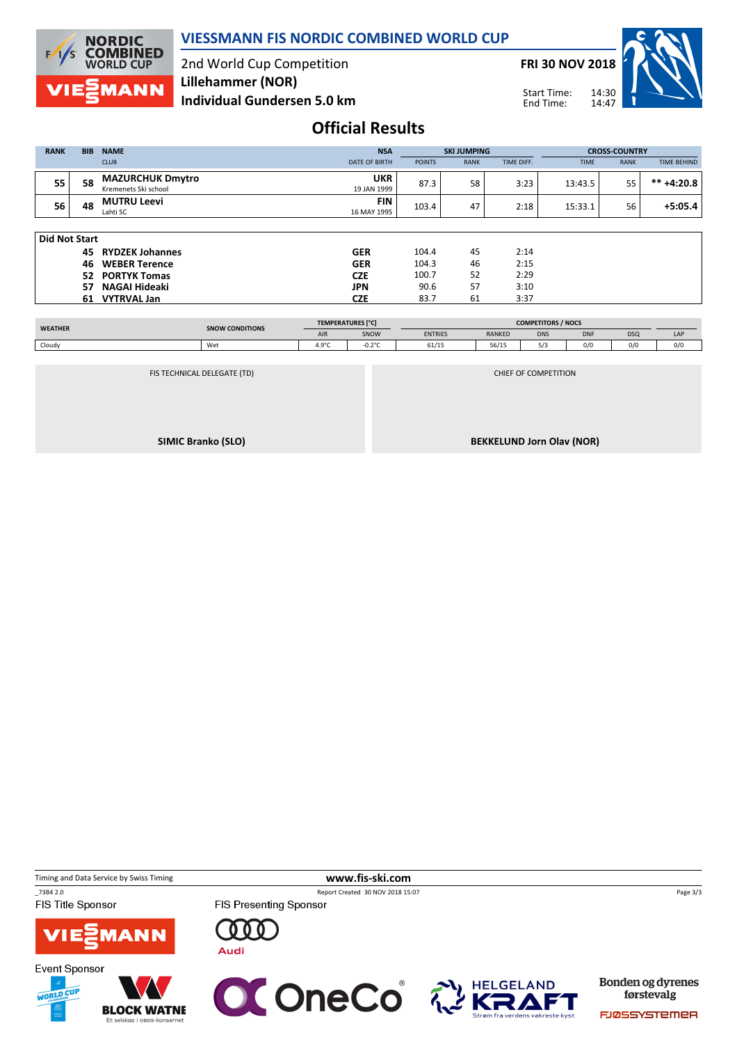# VIESSMANN FIS NORDIC COMBINED WORLD CUP

2nd World Cup Competition
**Lillehammer (NOR)**
**Individual Gundersen 5.0 km**

**FRI 30 NOV 2018**

Start Time: 14:30
End Time: 14:47

## Official Results

| RANK | BIB | NAME / CLUB | NSA / DATE OF BIRTH | SKI JUMPING POINTS | SKI JUMPING RANK | SKI JUMPING TIME DIFF. | CROSS-COUNTRY TIME | CROSS-COUNTRY RANK | CROSS-COUNTRY TIME BEHIND |
|---|---|---|---|---|---|---|---|---|---|
| 55 | 58 | **MAZURCHUK Dmytro** Kremenets Ski school | **UKR** 19 JAN 1999 | 87.3 | 58 | 3:23 | 13:43.5 | 55 | ** +4:20.8 |
| 56 | 48 | **MUTRU Leevi** Lahti SC | **FIN** 16 MAY 1995 | 103.4 | 47 | 2:18 | 15:33.1 | 56 | +5:05.4 |

**Did Not Start**

| BIB | NAME | NSA | POINTS | RANK | TIME DIFF. |
|---|---|---|---|---|---|
| 45 | RYDZEK Johannes | GER | 104.4 | 45 | 2:14 |
| 46 | WEBER Terence | GER | 104.3 | 46 | 2:15 |
| 52 | PORTYK Tomas | CZE | 100.7 | 52 | 2:29 |
| 57 | NAGAI Hideaki | JPN | 90.6 | 57 | 3:10 |
| 61 | VYTRVAL Jan | CZE | 83.7 | 61 | 3:37 |

| WEATHER | SNOW CONDITIONS | TEMPERATURES [°C] AIR | TEMPERATURES [°C] SNOW | ENTRIES | RANKED | DNS | DNF | DSQ | LAP |
|---|---|---|---|---|---|---|---|---|---|
| Cloudy | Wet | 4.9°C | -0.2°C | 61/15 | 56/15 | 5/3 | 0/0 | 0/0 | 0/0 |

| FIS TECHNICAL DELEGATE (TD) | CHIEF OF COMPETITION |
|---|---|
| **SIMIC Branko (SLO)** | **BEKKELUND Jorn Olav (NOR)** |

Timing and Data Service by Swiss Timing
www.fis-ski.com
_73B4 2.0
Report Created 30 NOV 2018 15:07

FIS Title Sponsor
FIS Presenting Sponsor
Event Sponsor